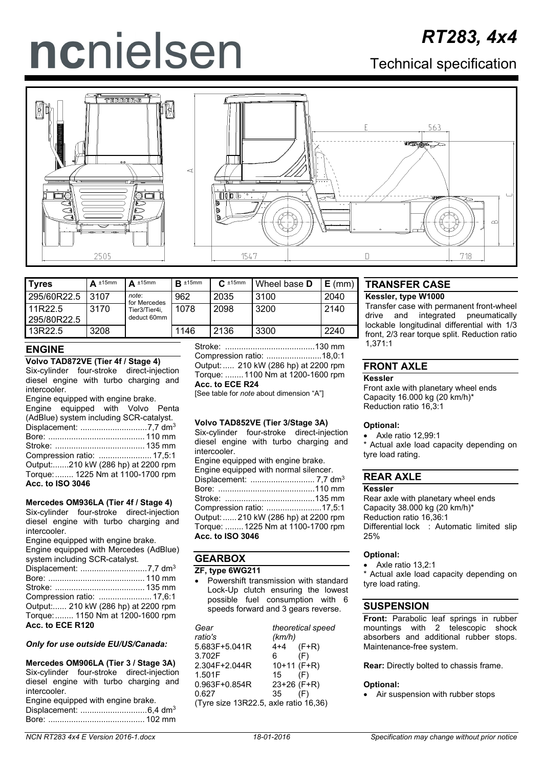# ncnielsen

# RT283, 4x4

## Technical specification

| Tyres | A ±15mm | A ±15mm | B ±15mm | C ±15mm | Wheel base D | E (mm) |
|---|---|---|---|---|---|---|
| 295/60R22.5 | 3107 | *note*: for Mercedes Tier3/Tier4i, deduct 60mm | 962 | 2035 | 3100 | 2040 |
| 11R22.5 295/80R22.5 | 3170 | | 1078 | 2098 | 3200 | 2140 |
| 13R22.5 | 3208 | | 1146 | 2136 | 3300 | 2240 |

## ENGINE

**Volvo TAD872VE (Tier 4f / Stage 4)**

Six-cylinder four-stroke direct-injection diesel engine with turbo charging and intercooler.

Engine equipped with engine brake.

Engine equipped with Volvo Penta (AdBlue) system including SCR-catalyst.

Displacement: ............................7,7 dm$^3$
Bore: ......................................... 110 mm
Stroke: ...................................... 135 mm
Compression ratio: ....................... 17,5:1
Output:.......210 kW (286 hp) at 2200 rpm
Torque:........ 1225 Nm at 1100-1700 rpm
**Acc. to ISO 3046**

**Mercedes OM936LA (Tier 4f / Stage 4)**

Six-cylinder four-stroke direct-injection diesel engine with turbo charging and intercooler.

Engine equipped with engine brake.

Engine equipped with Mercedes (AdBlue) system including SCR-catalyst.

Displacement: ............................7,7 dm$^3$
Bore: ......................................... 110 mm
Stroke: ...................................... 135 mm
Compression ratio: ....................... 17,6:1
Output:...... 210 kW (286 hp) at 2200 rpm
Torque:........ 1150 Nm at 1200-1600 rpm
**Acc. to ECE R120**

***Only for use outside EU/US/Canada:***

**Mercedes OM906LA (Tier 3 / Stage 3A)**

Six-cylinder four-stroke direct-injection diesel engine with turbo charging and intercooler.

Engine equipped with engine brake.

Displacement: ............................6,4 dm$^3$
Bore: ......................................... 102 mm
Stroke: ...................................... 130 mm
Compression ratio: ........................18,0:1
Output:..... 210 kW (286 hp) at 2200 rpm
Torque: ........1100 Nm at 1200-1600 rpm
**Acc. to ECE R24**

[See table for *note* about dimension "A"]

**Volvo TAD852VE (Tier 3/Stage 3A)**

Six-cylinder four-stroke direct-injection diesel engine with turbo charging and intercooler.

Engine equipped with engine brake.

Engine equipped with normal silencer.

Displacement: ........................... 7,7 dm$^3$
Bore: ......................................... 110 mm
Stroke: ...................................... 135 mm
Compression ratio: ........................17,5:1
Output:...... 210 kW (286 hp) at 2200 rpm
Torque: ........1225 Nm at 1100-1700 rpm
**Acc. to ISO 3046**

## GEARBOX

**ZF, type 6WG211**

- Powershift transmission with standard Lock-Up clutch ensuring the lowest possible fuel consumption with 6 speeds forward and 3 gears reverse.

| *Gear ratio's* | *theoretical speed (km/h)* |
|---|---|
| 5.683F+5.041R | 4+4 (F+R) |
| 3.702F | 6 (F) |
| 2.304F+2.044R | 10+11 (F+R) |
| 1.501F | 15 (F) |
| 0.963F+0.854R | 23+26 (F+R) |
| 0.627 | 35 (F) |

(Tyre size 13R22.5, axle ratio 16,36)

## TRANSFER CASE

**Kessler, type W1000**

Transfer case with permanent front-wheel drive and integrated pneumatically lockable longitudinal differential with 1/3 front, 2/3 rear torque split. Reduction ratio 1,371:1

## FRONT AXLE

**Kessler**

Front axle with planetary wheel ends
Capacity 16.000 kg (20 km/h)*
Reduction ratio 16,3:1

**Optional:**

- Axle ratio 12,99:1

* Actual axle load capacity depending on tyre load rating.

## REAR AXLE

**Kessler**

Rear axle with planetary wheel ends
Capacity 38.000 kg (20 km/h)*
Reduction ratio 16,36:1
Differential lock : Automatic limited slip 25%

**Optional:**

- Axle ratio 13,2:1

* Actual axle load capacity depending on tyre load rating.

## SUSPENSION

**Front:** Parabolic leaf springs in rubber mountings with 2 telescopic shock absorbers and additional rubber stops. Maintenance-free system.

**Rear:** Directly bolted to chassis frame.

**Optional:**

- Air suspension with rubber stops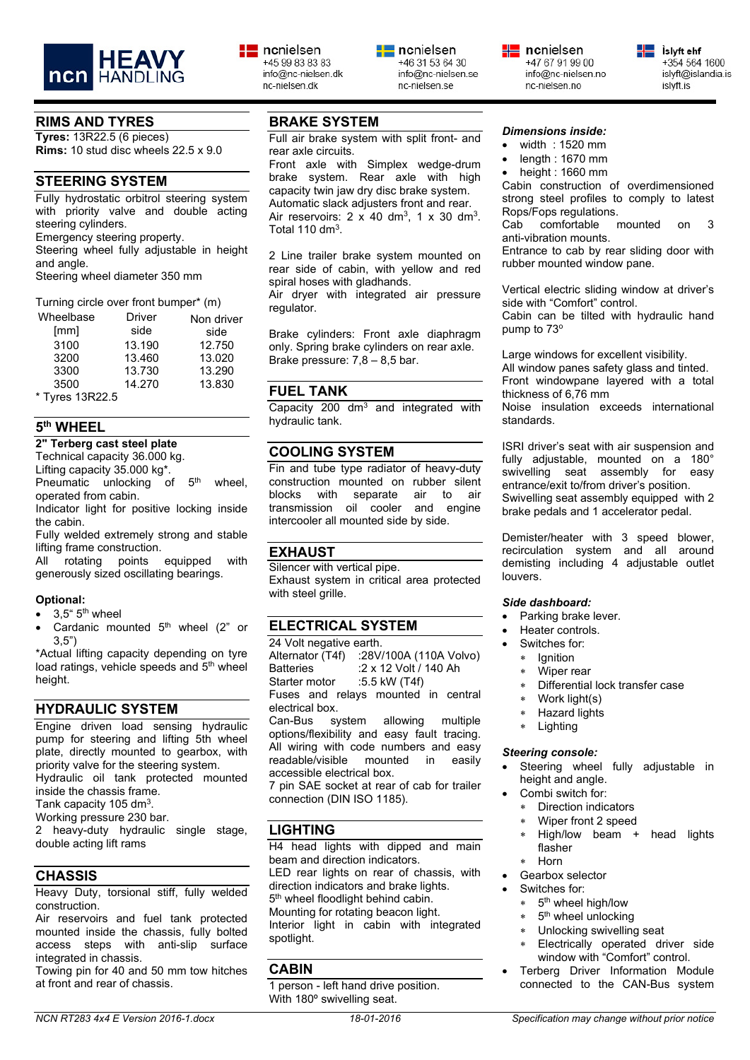## RIMS AND TYRES

**Tyres:** 13R22.5 (6 pieces)
**Rims:** 10 stud disc wheels 22.5 x 9.0

## STEERING SYSTEM

Fully hydrostatic orbitrol steering system with priority valve and double acting steering cylinders.
Emergency steering property.
Steering wheel fully adjustable in height and angle.
Steering wheel diameter 350 mm

Turning circle over front bumper* (m)

| Wheelbase [mm] | Driver side | Non driver side |
|---|---|---|
| 3100 | 13.190 | 12.750 |
| 3200 | 13.460 | 13.020 |
| 3300 | 13.730 | 13.290 |
| 3500 | 14.270 | 13.830 |

\* Tyres 13R22.5

## 5th WHEEL

**2" Terberg cast steel plate**
Technical capacity 36.000 kg.
Lifting capacity 35.000 kg*.
Pneumatic unlocking of 5th wheel, operated from cabin.
Indicator light for positive locking inside the cabin.
Fully welded extremely strong and stable lifting frame construction.
All rotating points equipped with generously sized oscillating bearings.

**Optional:**

- 3,5“ 5th wheel
- Cardanic mounted 5th wheel (2" or 3,5")

*Actual lifting capacity depending on tyre load ratings, vehicle speeds and 5th wheel height.

## HYDRAULIC SYSTEM

Engine driven load sensing hydraulic pump for steering and lifting 5th wheel plate, directly mounted to gearbox, with priority valve for the steering system.
Hydraulic oil tank protected mounted inside the chassis frame.
Tank capacity 105 dm³.
Working pressure 230 bar.
2 heavy-duty hydraulic single stage, double acting lift rams

## CHASSIS

Heavy Duty, torsional stiff, fully welded construction.
Air reservoirs and fuel tank protected mounted inside the chassis, fully bolted access steps with anti-slip surface integrated in chassis.
Towing pin for 40 and 50 mm tow hitches at front and rear of chassis.

## BRAKE SYSTEM

Full air brake system with split front- and rear axle circuits.
Front axle with Simplex wedge-drum brake system. Rear axle with high capacity twin jaw dry disc brake system.
Automatic slack adjusters front and rear.
Air reservoirs: 2 x 40 dm³, 1 x 30 dm³. Total 110 dm³.

2 Line trailer brake system mounted on rear side of cabin, with yellow and red spiral hoses with gladhands.
Air dryer with integrated air pressure regulator.

Brake cylinders: Front axle diaphragm only. Spring brake cylinders on rear axle.
Brake pressure: 7,8 – 8,5 bar.

## FUEL TANK

Capacity 200 dm³ and integrated with hydraulic tank.

## COOLING SYSTEM

Fin and tube type radiator of heavy-duty construction mounted on rubber silent blocks with separate air to air transmission oil cooler and engine intercooler all mounted side by side.

## EXHAUST

Silencer with vertical pipe.
Exhaust system in critical area protected with steel grille.

## ELECTRICAL SYSTEM

24 Volt negative earth.
Alternator (T4f) :28V/100A (110A Volvo)
Batteries :2 x 12 Volt / 140 Ah
Starter motor :5.5 kW (T4f)
Fuses and relays mounted in central electrical box.
Can-Bus system allowing multiple options/flexibility and easy fault tracing.
All wiring with code numbers and easy readable/visible mounted in easily accessible electrical box.
7 pin SAE socket at rear of cab for trailer connection (DIN ISO 1185).

## LIGHTING

H4 head lights with dipped and main beam and direction indicators.
LED rear lights on rear of chassis, with direction indicators and brake lights.
5th wheel floodlight behind cabin.
Mounting for rotating beacon light.
Interior light in cabin with integrated spotlight.

## CABIN

1 person - left hand drive position.
With 180º swivelling seat.

***Dimensions inside:***

- width : 1520 mm
- length : 1670 mm
- height : 1660 mm

Cabin construction of overdimensioned strong steel profiles to comply to latest Rops/Fops regulations.
Cab comfortable mounted on 3 anti-vibration mounts.
Entrance to cab by rear sliding door with rubber mounted window pane.

Vertical electric sliding window at driver's side with "Comfort" control.
Cabin can be tilted with hydraulic hand pump to 73°

Large windows for excellent visibility.
All window panes safety glass and tinted.
Front windowpane layered with a total thickness of 6,76 mm
Noise insulation exceeds international standards.

ISRI driver's seat with air suspension and fully adjustable, mounted on a 180° swivelling seat assembly for easy entrance/exit to/from driver's position.
Swivelling seat assembly equipped with 2 brake pedals and 1 accelerator pedal.

Demister/heater with 3 speed blower, recirculation system and all around demisting including 4 adjustable outlet louvers.

***Side dashboard:***

- Parking brake lever.
- Heater controls.
- Switches for:
  - Ignition
  - Wiper rear
  - Differential lock transfer case
  - Work light(s)
  - Hazard lights
  - Lighting

***Steering console:***

- Steering wheel fully adjustable in height and angle.
- Combi switch for:
  - Direction indicators
  - Wiper front 2 speed
  - High/low beam + head lights flasher
  - Horn
- Gearbox selector
- Switches for:
  - 5th wheel high/low
  - 5th wheel unlocking
  - Unlocking swivelling seat
  - Electrically operated driver side window with "Comfort" control.
- Terberg Driver Information Module connected to the CAN-Bus system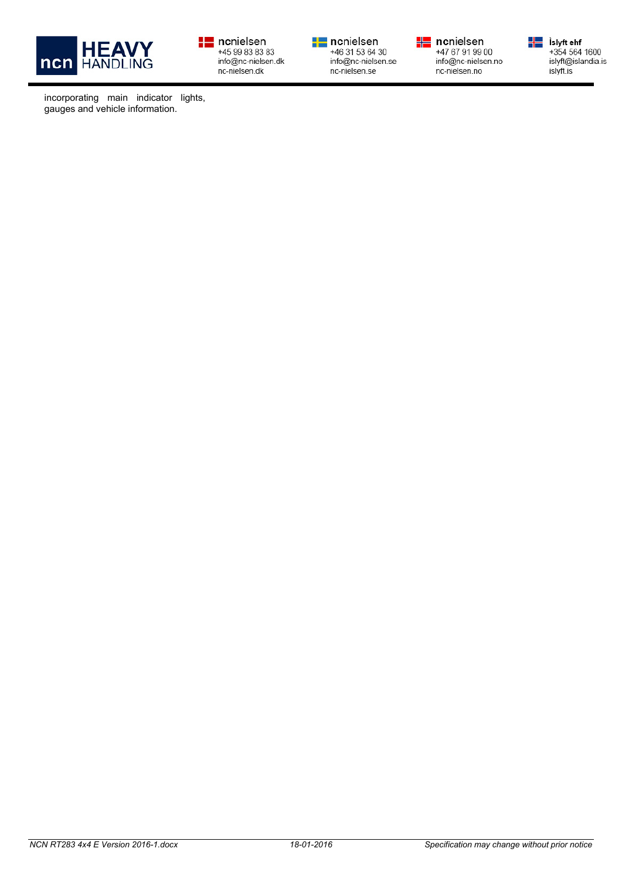incorporating main indicator lights, gauges and vehicle information.